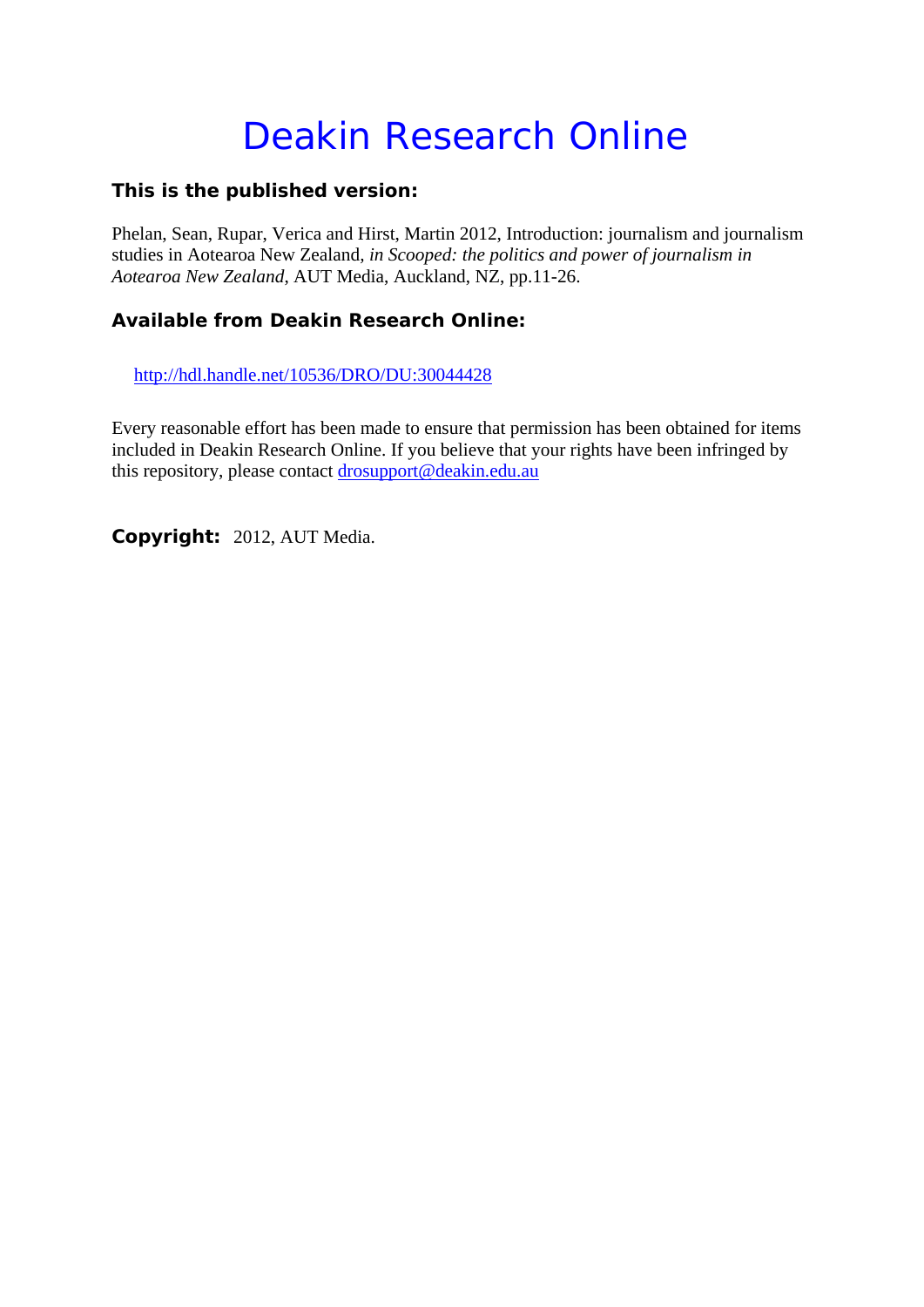# Deakin Research Online

**This is the published version:**

Phelan, Sean, Rupar, Verica and Hirst, Martin 2012, Introduction: journalism and journalism studies in Aotearoa New Zealand, *in Scooped: the politics and power of journalism in Aotearoa New Zealand*, AUT Media, Auckland, NZ, pp.11-26.

**Available from Deakin Research Online:**

http://hdl.handle.net/10536/DRO/DU:30044428

Every reasonable effort has been made to ensure that permission has been obtained for items included in Deakin Research Online. If you believe that your rights have been infringed by this repository, please contact drosupport@deakin.edu.au

**Copyright:** 2012, AUT Media.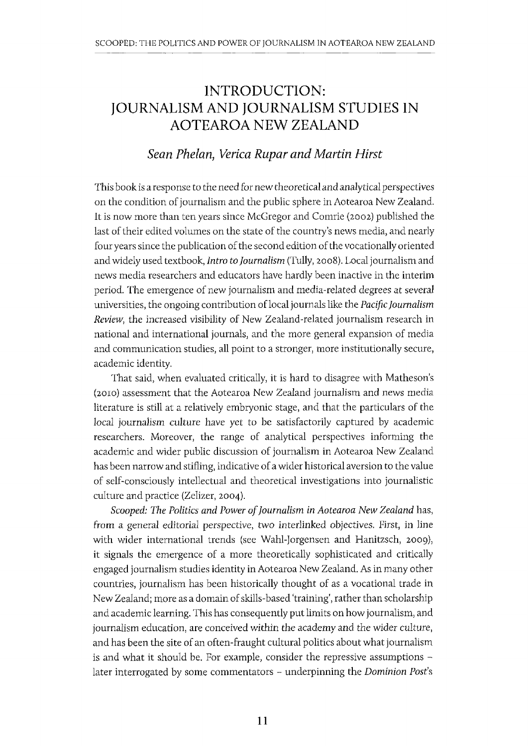# INTRODUCTION: JOURNALISM AND JOURNALISM STUDIES IN AOTEAROA NEW ZEALAND

### *Sean Phelan, Verica Rupar and Martin Hirst*

This book is a response to the need for new theoretical and analytical perspectives on the condition of journalism and the public sphere in Aotearoa New Zealand. It is now more than ten years since McGregor and Comrie (2002) published the last of their edited volumes on the state of the country's news media, and nearly four years since the publication of the second edition of the vocationally oriented and widely used textbook, *Intro to Journalism* (Tully, 2008). Local journalism and news media researchers and educators have hardly been inactive in the interim period. The emergence of new journalism and media-related degrees at several universities, the ongoing contribution of local journals like the *Pacific Journalism Review*, the increased visibility of New Zealand-related journalism research in national and international journals, and the more general expansion of media and communication studies, all point to a stronger, more institutionally secure, academic identity.

That said, when evaluated critically, it is hard to disagree with Matheson's (2010) assessment that the Aotearoa New Zealand journalism and news media literature is still at a relatively embryonic stage, and that the particulars of the local journalism culture have yet to be satisfactorily captured by academic researchers. Moreover, the range of analytical perspectives informing the academic and wider public discussion of journalism in Aotearoa New Zealand has been narrow and stifling, indicative of a wider historical aversion to the value of self-consciously intellectual and theoretical investigations into journalistic culture and practice (Zelizer, 2004).

*Scooped: The Politics and Power of Journalism in Aotearoa New Zealand* has, from a general editorial perspective, two interlinked objectives. First, in line with wider international trends (see Wahl-Jorgensen and Hanitzsch, 2009), it signals the emergence of a more theoretically sophisticated and critically engaged journalism studies identity in Aotearoa New Zealand. As in many other countries, journalism has been historically thought of as a vocational trade in New Zealand; more as a domain of skills-based 'training', rather than scholarship and academic learning. This has consequently put limits on how journalism, and journalism education, are conceived within the academy and the wider culture, and has been the site of an often-fraught cultural politics about what journalism is and what it should be. For example, consider the repressive assumptions – later interrogated by some commentators – underpinning the *Dominion Post*'s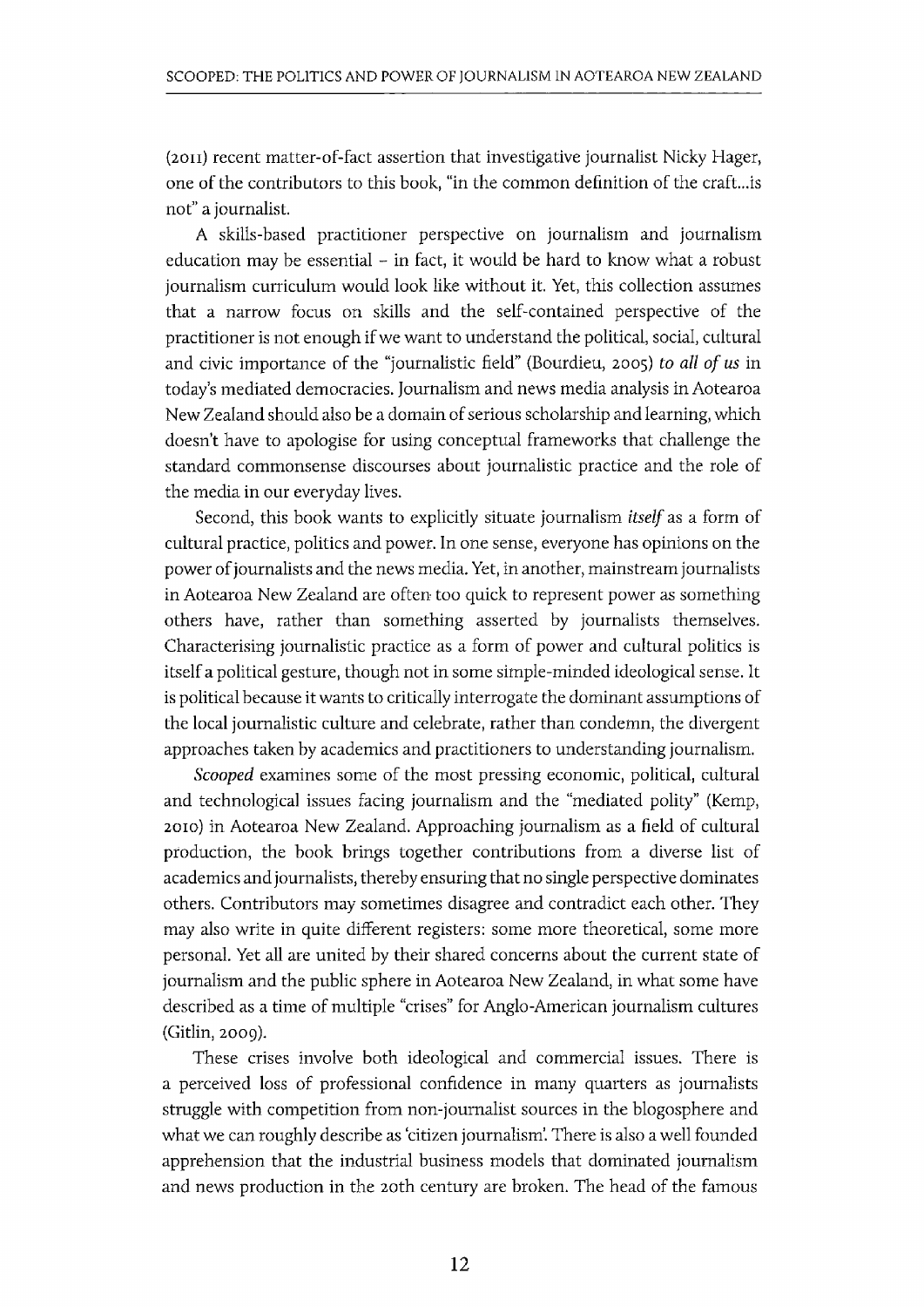(2011) recent matter-of-fact assertion that investigative journalist Nicky Hager, one of the contributors to this book, "in the common definition of the craft...is not" a journalist.

A skills-based practitioner perspective on journalism and journalism education may be essential – in fact, it would be hard to know what a robust journalism curriculum would look like without it. Yet, this collection assumes that a narrow focus on skills and the self-contained perspective of the practitioner is not enough if we want to understand the political, social, cultural and civic importance of the "journalistic field" (Bourdieu, 2005) *to all of us* in today's mediated democracies. Journalism and news media analysis in Aotearoa New Zealand should also be a domain of serious scholarship and learning, which doesn't have to apologise for using conceptual frameworks that challenge the standard commonsense discourses about journalistic practice and the role of the media in our everyday lives.

Second, this book wants to explicitly situate journalism *itself* as a form of cultural practice, politics and power. In one sense, everyone has opinions on the power of journalists and the news media. Yet, in another, mainstream journalists in Aotearoa New Zealand are often too quick to represent power as something others have, rather than something asserted by journalists themselves. Characterising journalistic practice as a form of power and cultural politics is itself a political gesture, though not in some simple-minded ideological sense. It is political because it wants to critically interrogate the dominant assumptions of the local journalistic culture and celebrate, rather than condemn, the divergent approaches taken by academics and practitioners to understanding journalism.

*Scooped* examines some of the most pressing economic, political, cultural and technological issues facing journalism and the "mediated polity" (Kemp, 2010) in Aotearoa New Zealand. Approaching journalism as a field of cultural production, the book brings together contributions from a diverse list of academics and journalists, thereby ensuring that no single perspective dominates others. Contributors may sometimes disagree and contradict each other. They may also write in quite different registers: some more theoretical, some more personal. Yet all are united by their shared concerns about the current state of journalism and the public sphere in Aotearoa New Zealand, in what some have described as a time of multiple "crises" for Anglo-American journalism cultures (Gitlin, 2009).

These crises involve both ideological and commercial issues. There is a perceived loss of professional confidence in many quarters as journalists struggle with competition from non-journalist sources in the blogosphere and what we can roughly describe as 'citizen journalism'. There is also a well founded apprehension that the industrial business models that dominated journalism and news production in the 20th century are broken. The head of the famous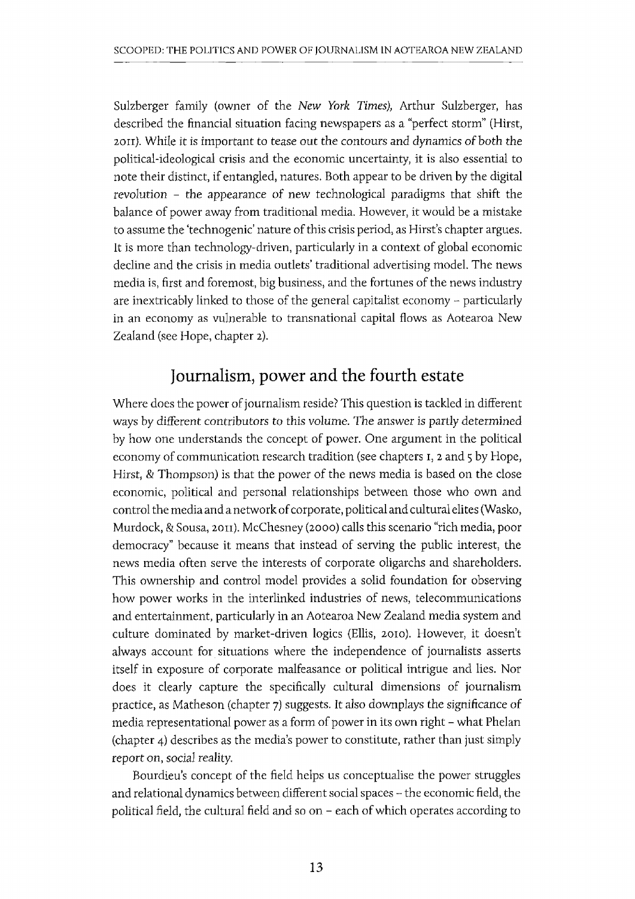Sulzberger family (owner of the *New York Times*), Arthur Sulzberger, has described the financial situation facing newspapers as a "perfect storm" (Hirst, 2011). While it is important to tease out the contours and dynamics of both the political-ideological crisis and the economic uncertainty, it is also essential to note their distinct, if entangled, natures. Both appear to be driven by the digital revolution – the appearance of new technological paradigms that shift the balance of power away from traditional media. However, it would be a mistake to assume the 'technogenic' nature of this crisis period, as Hirst's chapter argues. It is more than technology-driven, particularly in a context of global economic decline and the crisis in media outlets' traditional advertising model. The news media is, first and foremost, big business, and the fortunes of the news industry are inextricably linked to those of the general capitalist economy – particularly in an economy as vulnerable to transnational capital flows as Aotearoa New Zealand (see Hope, chapter 2).

## Journalism, power and the fourth estate

Where does the power of journalism reside? This question is tackled in different ways by different contributors to this volume. The answer is partly determined by how one understands the concept of power. One argument in the political economy of communication research tradition (see chapters 1, 2 and 5 by Hope, Hirst, & Thompson) is that the power of the news media is based on the close economic, political and personal relationships between those who own and control the media and a network of corporate, political and cultural elites (Wasko, Murdock, & Sousa, 2011). McChesney (2000) calls this scenario "rich media, poor democracy" because it means that instead of serving the public interest, the news media often serve the interests of corporate oligarchs and shareholders. This ownership and control model provides a solid foundation for observing how power works in the interlinked industries of news, telecommunications and entertainment, particularly in an Aotearoa New Zealand media system and culture dominated by market-driven logics (Ellis, 2010). However, it doesn't always account for situations where the independence of journalists asserts itself in exposure of corporate malfeasance or political intrigue and lies. Nor does it clearly capture the specifically cultural dimensions of journalism practice, as Matheson (chapter 7) suggests. It also downplays the significance of media representational power as a form of power in its own right – what Phelan (chapter 4) describes as the media's power to constitute, rather than just simply report on, social reality.

Bourdieu's concept of the field helps us conceptualise the power struggles and relational dynamics between different social spaces – the economic field, the political field, the cultural field and so on – each of which operates according to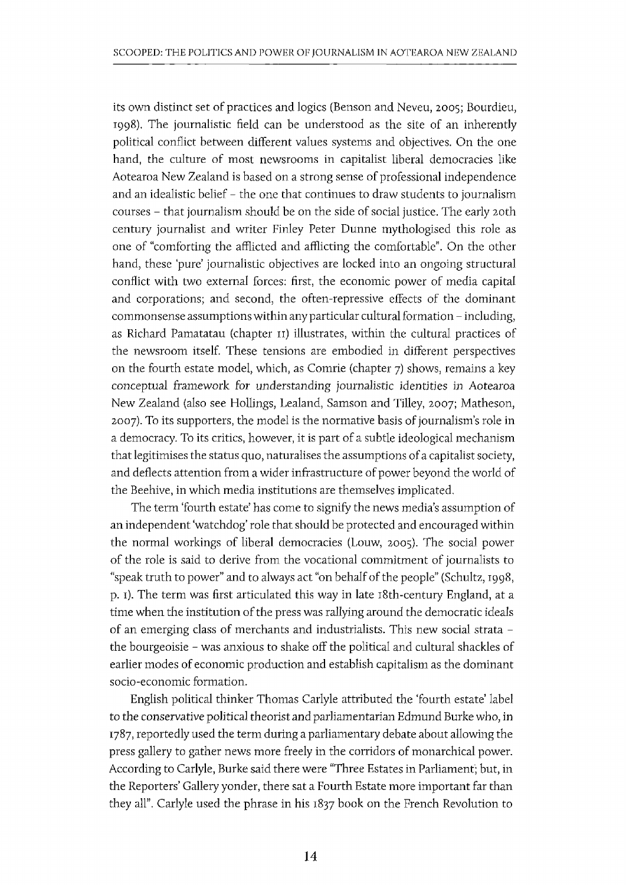its own distinct set of practices and logics (Benson and Neveu, 2005; Bourdieu, 1998). The journalistic field can be understood as the site of an inherently political conflict between different values systems and objectives. On the one hand, the culture of most newsrooms in capitalist liberal democracies like Aotearoa New Zealand is based on a strong sense of professional independence and an idealistic belief – the one that continues to draw students to journalism courses – that journalism should be on the side of social justice. The early 20th century journalist and writer Finley Peter Dunne mythologised this role as one of "comforting the afflicted and afflicting the comfortable". On the other hand, these 'pure' journalistic objectives are locked into an ongoing structural conflict with two external forces: first, the economic power of media capital and corporations; and second, the often-repressive effects of the dominant commonsense assumptions within any particular cultural formation – including, as Richard Pamatatau (chapter 11) illustrates, within the cultural practices of the newsroom itself. These tensions are embodied in different perspectives on the fourth estate model, which, as Comrie (chapter 7) shows, remains a key conceptual framework for understanding journalistic identities in Aotearoa New Zealand (also see Hollings, Lealand, Samson and Tilley, 2007; Matheson, 2007). To its supporters, the model is the normative basis of journalism's role in a democracy. To its critics, however, it is part of a subtle ideological mechanism that legitimises the status quo, naturalises the assumptions of a capitalist society, and deflects attention from a wider infrastructure of power beyond the world of the Beehive, in which media institutions are themselves implicated.

The term 'fourth estate' has come to signify the news media's assumption of an independent 'watchdog' role that should be protected and encouraged within the normal workings of liberal democracies (Louw, 2005). The social power of the role is said to derive from the vocational commitment of journalists to "speak truth to power" and to always act "on behalf of the people" (Schultz, 1998, p. 1). The term was first articulated this way in late 18th-century England, at a time when the institution of the press was rallying around the democratic ideals of an emerging class of merchants and industrialists. This new social strata – the bourgeoisie – was anxious to shake off the political and cultural shackles of earlier modes of economic production and establish capitalism as the dominant socio-economic formation.

English political thinker Thomas Carlyle attributed the 'fourth estate' label to the conservative political theorist and parliamentarian Edmund Burke who, in 1787, reportedly used the term during a parliamentary debate about allowing the press gallery to gather news more freely in the corridors of monarchical power. According to Carlyle, Burke said there were "Three Estates in Parliament; but, in the Reporters' Gallery yonder, there sat a Fourth Estate more important far than they all". Carlyle used the phrase in his 1837 book on the French Revolution to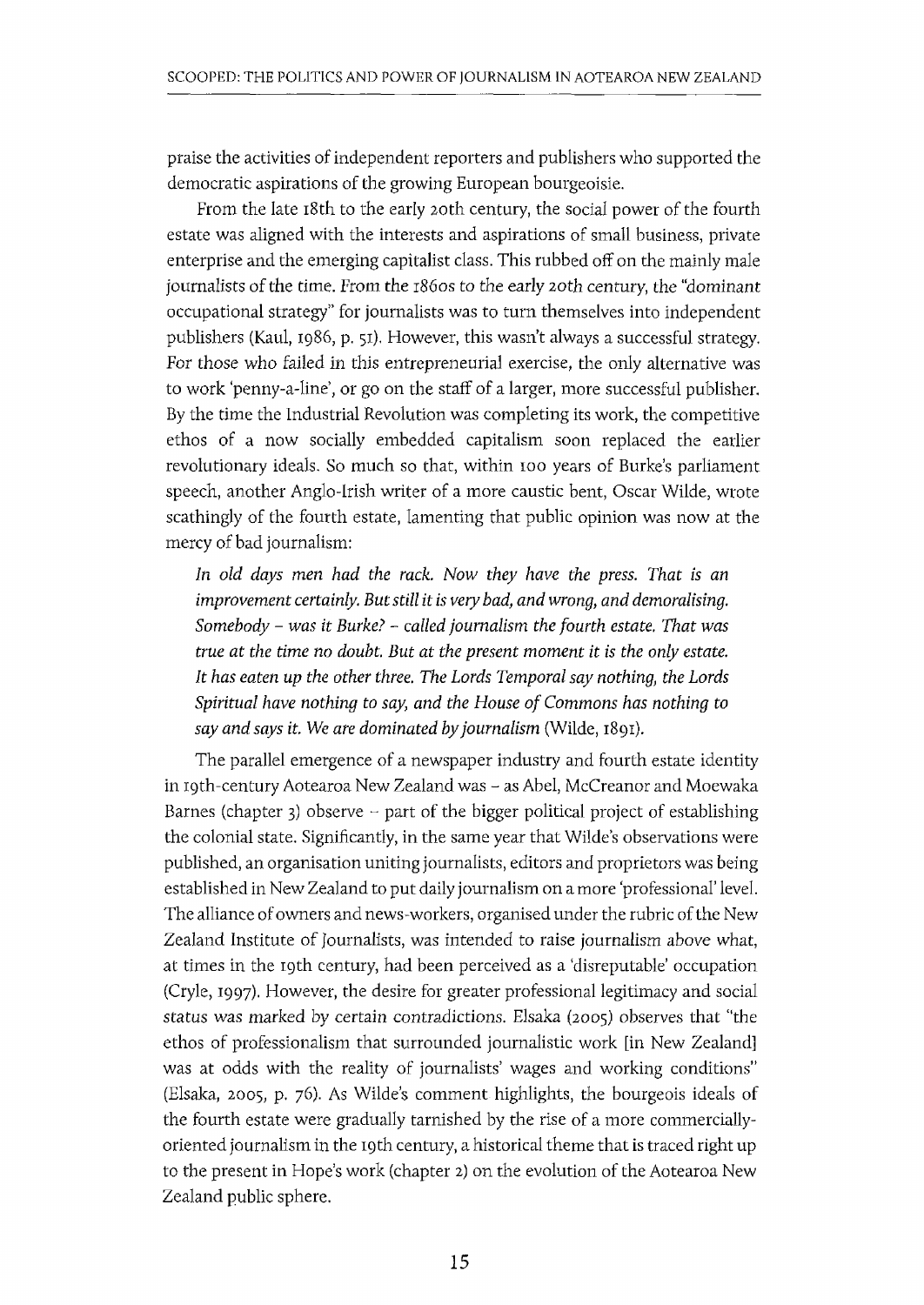praise the activities of independent reporters and publishers who supported the democratic aspirations of the growing European bourgeoisie.

From the late 18th to the early 20th century, the social power of the fourth estate was aligned with the interests and aspirations of small business, private enterprise and the emerging capitalist class. This rubbed off on the mainly male journalists of the time. From the 1860s to the early 20th century, the "dominant occupational strategy" for journalists was to turn themselves into independent publishers (Kaul, 1986, p. 51). However, this wasn't always a successful strategy. For those who failed in this entrepreneurial exercise, the only alternative was to work 'penny-a-line', or go on the staff of a larger, more successful publisher. By the time the Industrial Revolution was completing its work, the competitive ethos of a now socially embedded capitalism soon replaced the earlier revolutionary ideals. So much so that, within 100 years of Burke's parliament speech, another Anglo-Irish writer of a more caustic bent, Oscar Wilde, wrote scathingly of the fourth estate, lamenting that public opinion was now at the mercy of bad journalism:

> *In old days men had the rack. Now they have the press. That is an improvement certainly. But still it is very bad, and wrong, and demoralising. Somebody – was it Burke? – called journalism the fourth estate. That was true at the time no doubt. But at the present moment it is the only estate. It has eaten up the other three. The Lords Temporal say nothing, the Lords Spiritual have nothing to say, and the House of Commons has nothing to say and says it. We are dominated by journalism* (Wilde, 1891).

The parallel emergence of a newspaper industry and fourth estate identity in 19th-century Aotearoa New Zealand was – as Abel, McCreanor and Moewaka Barnes (chapter 3) observe – part of the bigger political project of establishing the colonial state. Significantly, in the same year that Wilde's observations were published, an organisation uniting journalists, editors and proprietors was being established in New Zealand to put daily journalism on a more 'professional' level. The alliance of owners and news-workers, organised under the rubric of the New Zealand Institute of Journalists, was intended to raise journalism above what, at times in the 19th century, had been perceived as a 'disreputable' occupation (Cryle, 1997). However, the desire for greater professional legitimacy and social status was marked by certain contradictions. Elsaka (2005) observes that "the ethos of professionalism that surrounded journalistic work [in New Zealand] was at odds with the reality of journalists' wages and working conditions" (Elsaka, 2005, p. 76). As Wilde's comment highlights, the bourgeois ideals of the fourth estate were gradually tarnished by the rise of a more commercially-oriented journalism in the 19th century, a historical theme that is traced right up to the present in Hope's work (chapter 2) on the evolution of the Aotearoa New Zealand public sphere.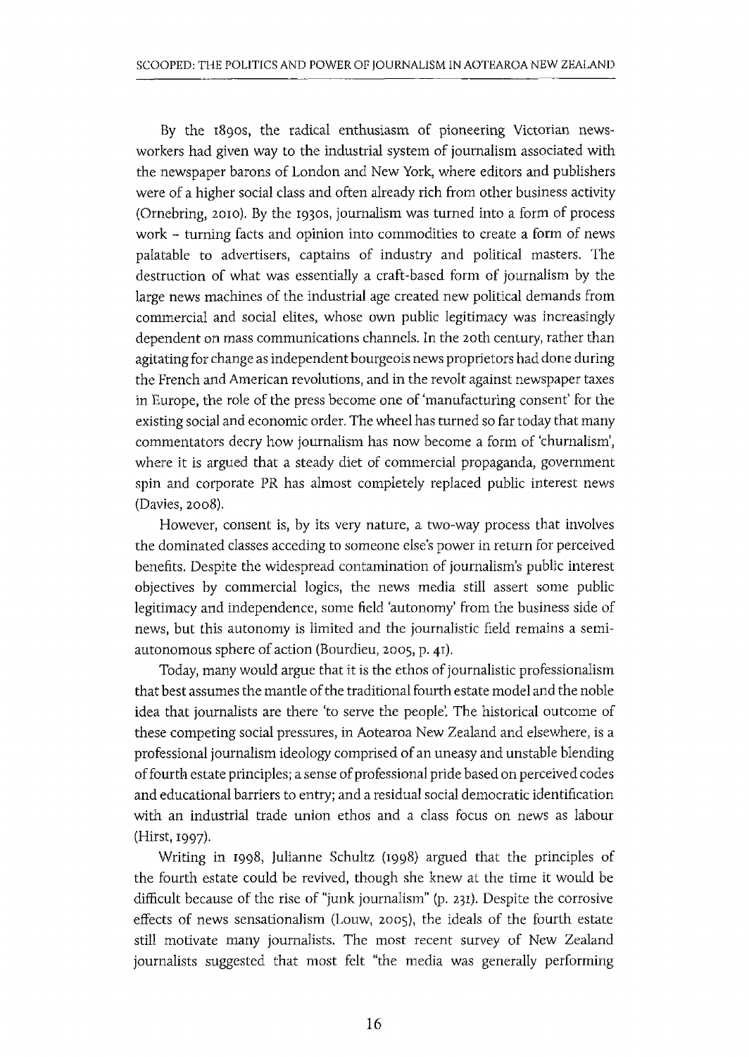By the 1890s, the radical enthusiasm of pioneering Victorian news-workers had given way to the industrial system of journalism associated with the newspaper barons of London and New York, where editors and publishers were of a higher social class and often already rich from other business activity (Ornebring, 2010). By the 1930s, journalism was turned into a form of process work – turning facts and opinion into commodities to create a form of news palatable to advertisers, captains of industry and political masters. The destruction of what was essentially a craft-based form of journalism by the large news machines of the industrial age created new political demands from commercial and social elites, whose own public legitimacy was increasingly dependent on mass communications channels. In the 20th century, rather than agitating for change as independent bourgeois news proprietors had done during the French and American revolutions, and in the revolt against newspaper taxes in Europe, the role of the press become one of 'manufacturing consent' for the existing social and economic order. The wheel has turned so far today that many commentators decry how journalism has now become a form of 'churnalism', where it is argued that a steady diet of commercial propaganda, government spin and corporate PR has almost completely replaced public interest news (Davies, 2008).

However, consent is, by its very nature, a two-way process that involves the dominated classes acceding to someone else's power in return for perceived benefits. Despite the widespread contamination of journalism's public interest objectives by commercial logics, the news media still assert some public legitimacy and independence, some field 'autonomy' from the business side of news, but this autonomy is limited and the journalistic field remains a semi-autonomous sphere of action (Bourdieu, 2005, p. 41).

Today, many would argue that it is the ethos of journalistic professionalism that best assumes the mantle of the traditional fourth estate model and the noble idea that journalists are there 'to serve the people'. The historical outcome of these competing social pressures, in Aotearoa New Zealand and elsewhere, is a professional journalism ideology comprised of an uneasy and unstable blending of fourth estate principles; a sense of professional pride based on perceived codes and educational barriers to entry; and a residual social democratic identification with an industrial trade union ethos and a class focus on news as labour (Hirst, 1997).

Writing in 1998, Julianne Schultz (1998) argued that the principles of the fourth estate could be revived, though she knew at the time it would be difficult because of the rise of "junk journalism" (p. 231). Despite the corrosive effects of news sensationalism (Louw, 2005), the ideals of the fourth estate still motivate many journalists. The most recent survey of New Zealand journalists suggested that most felt "the media was generally performing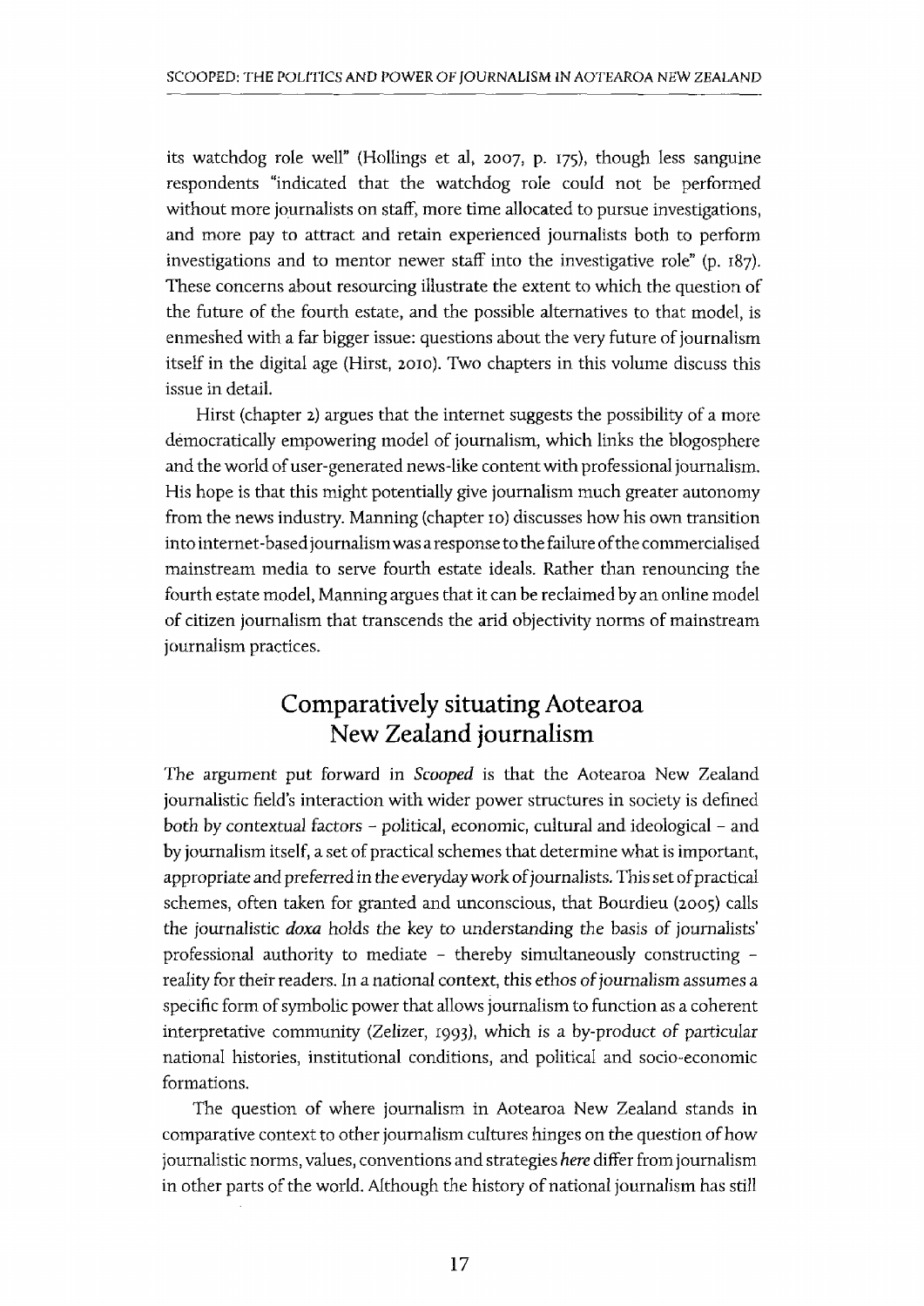its watchdog role well" (Hollings et al, 2007, p. 175), though less sanguine respondents "indicated that the watchdog role could not be performed without more journalists on staff, more time allocated to pursue investigations, and more pay to attract and retain experienced journalists both to perform investigations and to mentor newer staff into the investigative role" (p. 187). These concerns about resourcing illustrate the extent to which the question of the future of the fourth estate, and the possible alternatives to that model, is enmeshed with a far bigger issue: questions about the very future of journalism itself in the digital age (Hirst, 2010). Two chapters in this volume discuss this issue in detail.

Hirst (chapter 2) argues that the internet suggests the possibility of a more democratically empowering model of journalism, which links the blogosphere and the world of user-generated news-like content with professional journalism. His hope is that this might potentially give journalism much greater autonomy from the news industry. Manning (chapter 10) discusses how his own transition into internet-based journalism was a response to the failure of the commercialised mainstream media to serve fourth estate ideals. Rather than renouncing the fourth estate model, Manning argues that it can be reclaimed by an online model of citizen journalism that transcends the arid objectivity norms of mainstream journalism practices.

## Comparatively situating Aotearoa New Zealand journalism

The argument put forward in *Scooped* is that the Aotearoa New Zealand journalistic field's interaction with wider power structures in society is defined both by contextual factors – political, economic, cultural and ideological – and by journalism itself, a set of practical schemes that determine what is important, appropriate and preferred in the everyday work of journalists. This set of practical schemes, often taken for granted and unconscious, that Bourdieu (2005) calls the journalistic *doxa* holds the key to understanding the basis of journalists' professional authority to mediate – thereby simultaneously constructing – reality for their readers. In a national context, this ethos of journalism assumes a specific form of symbolic power that allows journalism to function as a coherent interpretative community (Zelizer, 1993), which is a by-product of particular national histories, institutional conditions, and political and socio-economic formations.

The question of where journalism in Aotearoa New Zealand stands in comparative context to other journalism cultures hinges on the question of how journalistic norms, values, conventions and strategies *here* differ from journalism in other parts of the world. Although the history of national journalism has still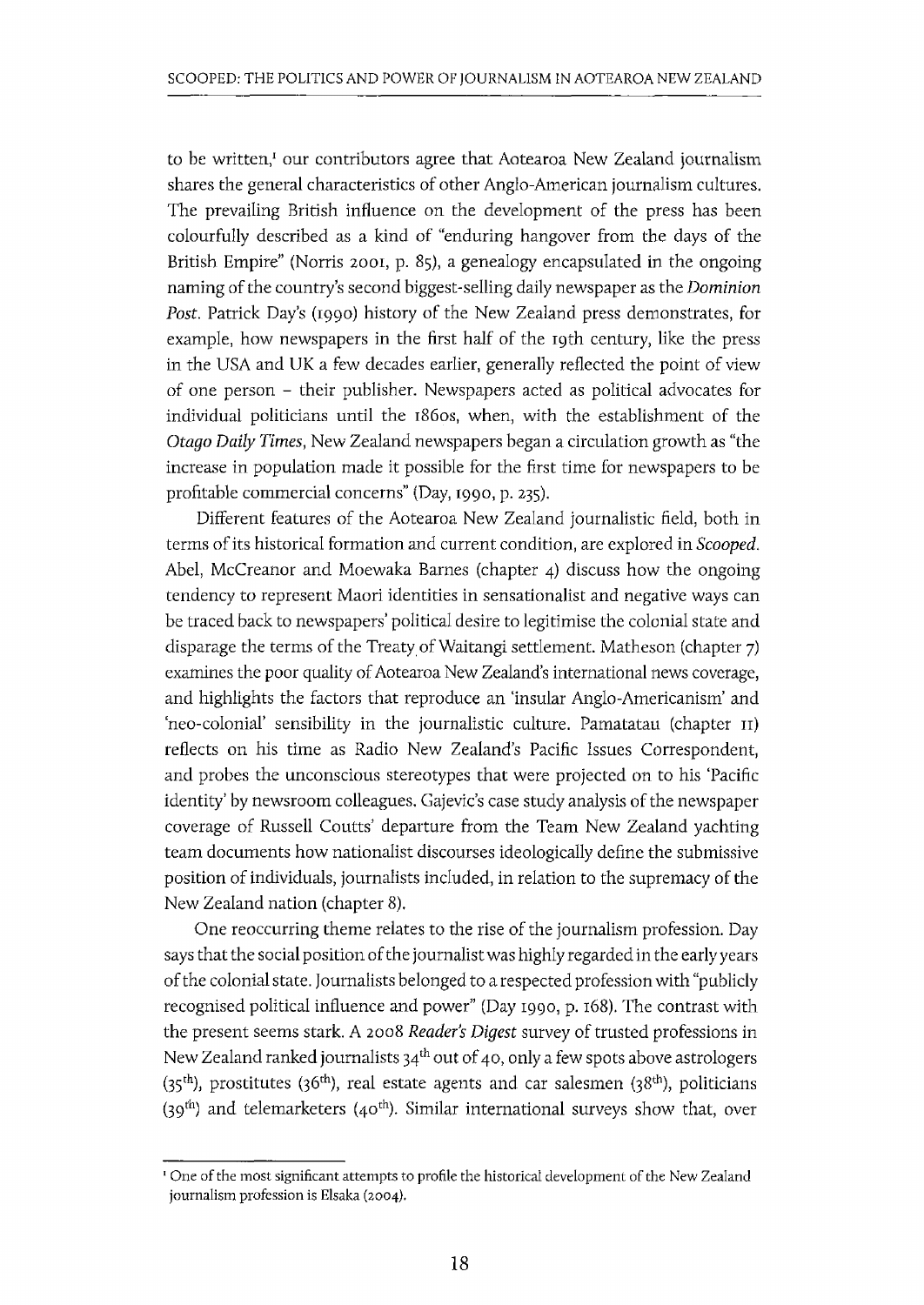to be written,[1] our contributors agree that Aotearoa New Zealand journalism shares the general characteristics of other Anglo-American journalism cultures. The prevailing British influence on the development of the press has been colourfully described as a kind of "enduring hangover from the days of the British Empire" (Norris 2001, p. 85), a genealogy encapsulated in the ongoing naming of the country's second biggest-selling daily newspaper as the *Dominion Post*. Patrick Day's (1990) history of the New Zealand press demonstrates, for example, how newspapers in the first half of the 19th century, like the press in the USA and UK a few decades earlier, generally reflected the point of view of one person – their publisher. Newspapers acted as political advocates for individual politicians until the 1860s, when, with the establishment of the *Otago Daily Times*, New Zealand newspapers began a circulation growth as "the increase in population made it possible for the first time for newspapers to be profitable commercial concerns" (Day, 1990, p. 235).

Different features of the Aotearoa New Zealand journalistic field, both in terms of its historical formation and current condition, are explored in *Scooped*. Abel, McCreanor and Moewaka Barnes (chapter 4) discuss how the ongoing tendency to represent Maori identities in sensationalist and negative ways can be traced back to newspapers' political desire to legitimise the colonial state and disparage the terms of the Treaty of Waitangi settlement. Matheson (chapter 7) examines the poor quality of Aotearoa New Zealand's international news coverage, and highlights the factors that reproduce an 'insular Anglo-Americanism' and 'neo-colonial' sensibility in the journalistic culture. Pamatatau (chapter 11) reflects on his time as Radio New Zealand's Pacific Issues Correspondent, and probes the unconscious stereotypes that were projected on to his 'Pacific identity' by newsroom colleagues. Gajevic's case study analysis of the newspaper coverage of Russell Coutts' departure from the Team New Zealand yachting team documents how nationalist discourses ideologically define the submissive position of individuals, journalists included, in relation to the supremacy of the New Zealand nation (chapter 8).

One reoccurring theme relates to the rise of the journalism profession. Day says that the social position of the journalist was highly regarded in the early years of the colonial state. Journalists belonged to a respected profession with "publicly recognised political influence and power" (Day 1990, p. 168). The contrast with the present seems stark. A 2008 *Reader's Digest* survey of trusted professions in New Zealand ranked journalists 34th out of 40, only a few spots above astrologers (35th), prostitutes (36th), real estate agents and car salesmen (38th), politicians (39th) and telemarketers (40th). Similar international surveys show that, over

---

[1] One of the most significant attempts to profile the historical development of the New Zealand journalism profession is Elsaka (2004).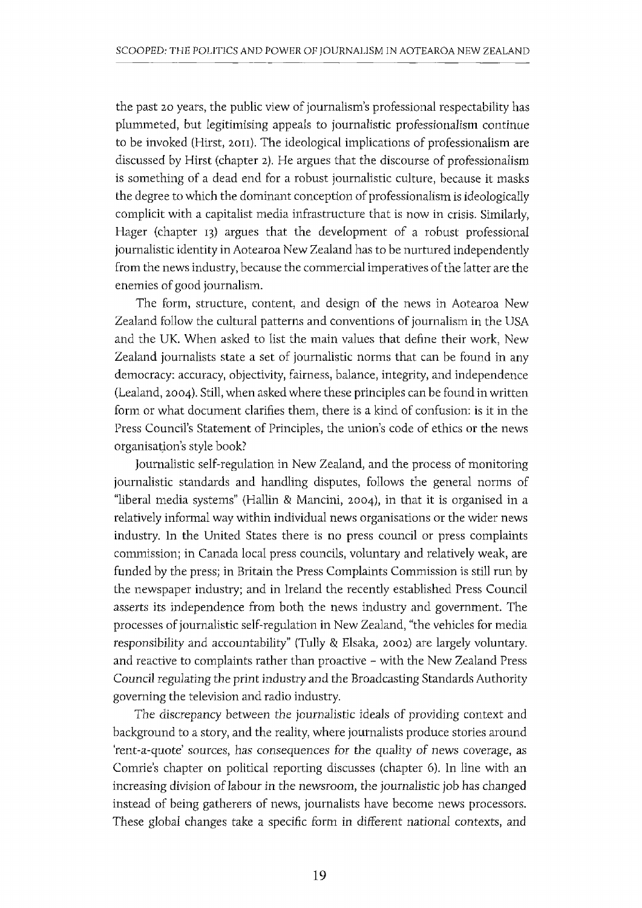the past 20 years, the public view of journalism's professional respectability has plummeted, but legitimising appeals to journalistic professionalism continue to be invoked (Hirst, 2011). The ideological implications of professionalism are discussed by Hirst (chapter 2). He argues that the discourse of professionalism is something of a dead end for a robust journalistic culture, because it masks the degree to which the dominant conception of professionalism is ideologically complicit with a capitalist media infrastructure that is now in crisis. Similarly, Hager (chapter 13) argues that the development of a robust professional journalistic identity in Aotearoa New Zealand has to be nurtured independently from the news industry, because the commercial imperatives of the latter are the enemies of good journalism.

The form, structure, content, and design of the news in Aotearoa New Zealand follow the cultural patterns and conventions of journalism in the USA and the UK. When asked to list the main values that define their work, New Zealand journalists state a set of journalistic norms that can be found in any democracy: accuracy, objectivity, fairness, balance, integrity, and independence (Lealand, 2004). Still, when asked where these principles can be found in written form or what document clarifies them, there is a kind of confusion: is it in the Press Council's Statement of Principles, the union's code of ethics or the news organisation's style book?

Journalistic self-regulation in New Zealand, and the process of monitoring journalistic standards and handling disputes, follows the general norms of "liberal media systems" (Hallin & Mancini, 2004), in that it is organised in a relatively informal way within individual news organisations or the wider news industry. In the United States there is no press council or press complaints commission; in Canada local press councils, voluntary and relatively weak, are funded by the press; in Britain the Press Complaints Commission is still run by the newspaper industry; and in Ireland the recently established Press Council asserts its independence from both the news industry and government. The processes of journalistic self-regulation in New Zealand, "the vehicles for media responsibility and accountability" (Tully & Elsaka, 2002) are largely voluntary. and reactive to complaints rather than proactive – with the New Zealand Press Council regulating the print industry and the Broadcasting Standards Authority governing the television and radio industry.

The discrepancy between the journalistic ideals of providing context and background to a story, and the reality, where journalists produce stories around 'rent-a-quote' sources, has consequences for the quality of news coverage, as Comrie's chapter on political reporting discusses (chapter 6). In line with an increasing division of labour in the newsroom, the journalistic job has changed instead of being gatherers of news, journalists have become news processors. These global changes take a specific form in different national contexts, and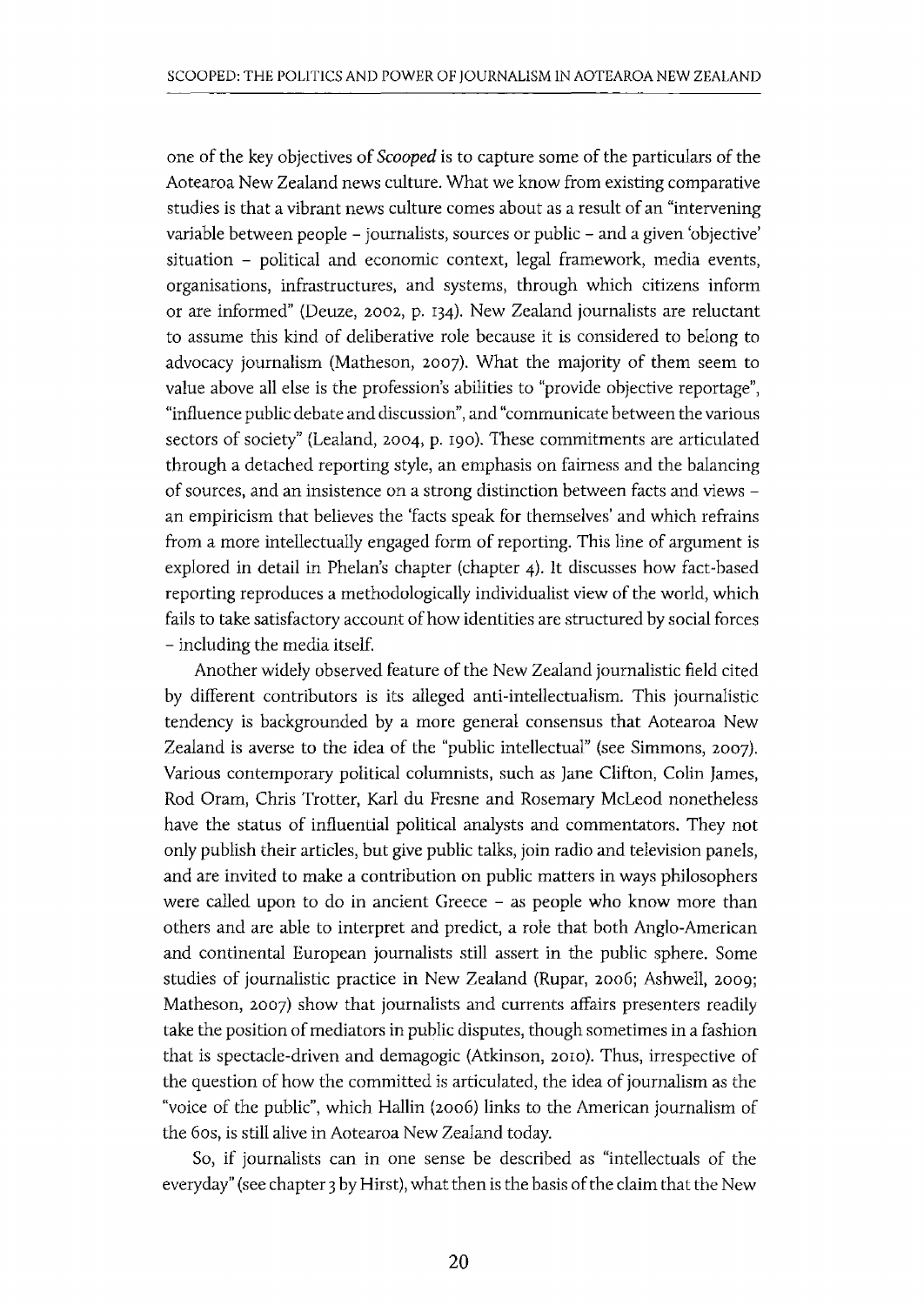one of the key objectives of *Scooped* is to capture some of the particulars of the Aotearoa New Zealand news culture. What we know from existing comparative studies is that a vibrant news culture comes about as a result of an "intervening variable between people – journalists, sources or public – and a given 'objective' situation – political and economic context, legal framework, media events, organisations, infrastructures, and systems, through which citizens inform or are informed" (Deuze, 2002, p. 134). New Zealand journalists are reluctant to assume this kind of deliberative role because it is considered to belong to advocacy journalism (Matheson, 2007). What the majority of them seem to value above all else is the profession's abilities to "provide objective reportage", "influence public debate and discussion", and "communicate between the various sectors of society" (Lealand, 2004, p. 190). These commitments are articulated through a detached reporting style, an emphasis on fairness and the balancing of sources, and an insistence on a strong distinction between facts and views – an empiricism that believes the 'facts speak for themselves' and which refrains from a more intellectually engaged form of reporting. This line of argument is explored in detail in Phelan's chapter (chapter 4). It discusses how fact-based reporting reproduces a methodologically individualist view of the world, which fails to take satisfactory account of how identities are structured by social forces – including the media itself.

Another widely observed feature of the New Zealand journalistic field cited by different contributors is its alleged anti-intellectualism. This journalistic tendency is backgrounded by a more general consensus that Aotearoa New Zealand is averse to the idea of the "public intellectual" (see Simmons, 2007). Various contemporary political columnists, such as Jane Clifton, Colin James, Rod Oram, Chris Trotter, Karl du Fresne and Rosemary McLeod nonetheless have the status of influential political analysts and commentators. They not only publish their articles, but give public talks, join radio and television panels, and are invited to make a contribution on public matters in ways philosophers were called upon to do in ancient Greece – as people who know more than others and are able to interpret and predict, a role that both Anglo-American and continental European journalists still assert in the public sphere. Some studies of journalistic practice in New Zealand (Rupar, 2006; Ashwell, 2009; Matheson, 2007) show that journalists and currents affairs presenters readily take the position of mediators in public disputes, though sometimes in a fashion that is spectacle-driven and demagogic (Atkinson, 2010). Thus, irrespective of the question of how the committed is articulated, the idea of journalism as the "voice of the public", which Hallin (2006) links to the American journalism of the 60s, is still alive in Aotearoa New Zealand today.

So, if journalists can in one sense be described as "intellectuals of the everyday" (see chapter 3 by Hirst), what then is the basis of the claim that the New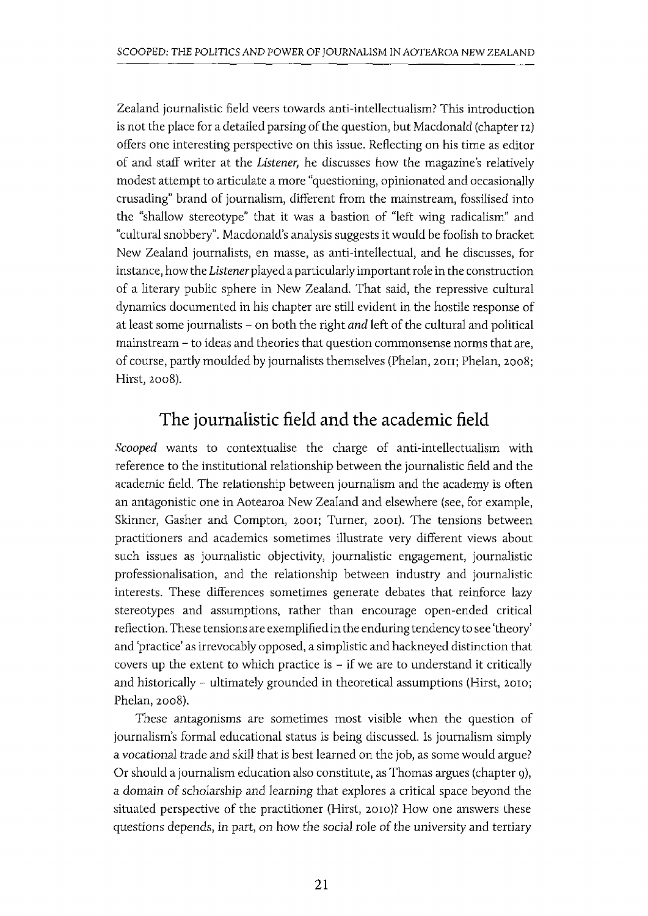Zealand journalistic field veers towards anti-intellectualism? This introduction is not the place for a detailed parsing of the question, but Macdonald (chapter 12) offers one interesting perspective on this issue. Reflecting on his time as editor of and staff writer at the *Listener,* he discusses how the magazine's relatively modest attempt to articulate a more "questioning, opinionated and occasionally crusading" brand of journalism, different from the mainstream, fossilised into the "shallow stereotype" that it was a bastion of "left wing radicalism" and "cultural snobbery". Macdonald's analysis suggests it would be foolish to bracket New Zealand journalists, en masse, as anti-intellectual, and he discusses, for instance, how the *Listener* played a particularly important role in the construction of a literary public sphere in New Zealand. That said, the repressive cultural dynamics documented in his chapter are still evident in the hostile response of at least some journalists – on both the right *and* left of the cultural and political mainstream – to ideas and theories that question commonsense norms that are, of course, partly moulded by journalists themselves (Phelan, 2011; Phelan, 2008; Hirst, 2008).

## The journalistic field and the academic field

*Scooped* wants to contextualise the charge of anti-intellectualism with reference to the institutional relationship between the journalistic field and the academic field. The relationship between journalism and the academy is often an antagonistic one in Aotearoa New Zealand and elsewhere (see, for example, Skinner, Gasher and Compton, 2001; Turner, 2001). The tensions between practitioners and academics sometimes illustrate very different views about such issues as journalistic objectivity, journalistic engagement, journalistic professionalisation, and the relationship between industry and journalistic interests. These differences sometimes generate debates that reinforce lazy stereotypes and assumptions, rather than encourage open-ended critical reflection. These tensions are exemplified in the enduring tendency to see 'theory' and 'practice' as irrevocably opposed, a simplistic and hackneyed distinction that covers up the extent to which practice is – if we are to understand it critically and historically – ultimately grounded in theoretical assumptions (Hirst, 2010; Phelan, 2008).

These antagonisms are sometimes most visible when the question of journalism's formal educational status is being discussed. Is journalism simply a vocational trade and skill that is best learned on the job, as some would argue? Or should a journalism education also constitute, as Thomas argues (chapter 9), a domain of scholarship and learning that explores a critical space beyond the situated perspective of the practitioner (Hirst, 2010)? How one answers these questions depends, in part, on how the social role of the university and tertiary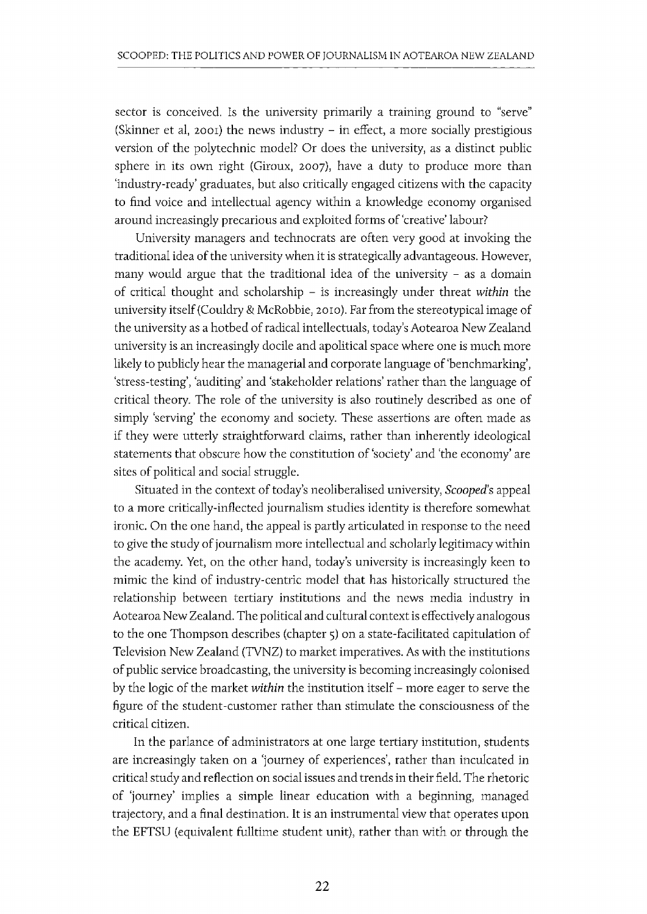sector is conceived. Is the university primarily a training ground to "serve" (Skinner et al, 2001) the news industry – in effect, a more socially prestigious version of the polytechnic model? Or does the university, as a distinct public sphere in its own right (Giroux, 2007), have a duty to produce more than 'industry-ready' graduates, but also critically engaged citizens with the capacity to find voice and intellectual agency within a knowledge economy organised around increasingly precarious and exploited forms of 'creative' labour?

University managers and technocrats are often very good at invoking the traditional idea of the university when it is strategically advantageous. However, many would argue that the traditional idea of the university – as a domain of critical thought and scholarship – is increasingly under threat *within* the university itself (Couldry & McRobbie, 2010). Far from the stereotypical image of the university as a hotbed of radical intellectuals, today's Aotearoa New Zealand university is an increasingly docile and apolitical space where one is much more likely to publicly hear the managerial and corporate language of 'benchmarking', 'stress-testing', 'auditing' and 'stakeholder relations' rather than the language of critical theory. The role of the university is also routinely described as one of simply 'serving' the economy and society. These assertions are often made as if they were utterly straightforward claims, rather than inherently ideological statements that obscure how the constitution of 'society' and 'the economy' are sites of political and social struggle.

Situated in the context of today's neoliberalised university, *Scooped*'s appeal to a more critically-inflected journalism studies identity is therefore somewhat ironic. On the one hand, the appeal is partly articulated in response to the need to give the study of journalism more intellectual and scholarly legitimacy within the academy. Yet, on the other hand, today's university is increasingly keen to mimic the kind of industry-centric model that has historically structured the relationship between tertiary institutions and the news media industry in Aotearoa New Zealand. The political and cultural context is effectively analogous to the one Thompson describes (chapter 5) on a state-facilitated capitulation of Television New Zealand (TVNZ) to market imperatives. As with the institutions of public service broadcasting, the university is becoming increasingly colonised by the logic of the market *within* the institution itself – more eager to serve the figure of the student-customer rather than stimulate the consciousness of the critical citizen.

In the parlance of administrators at one large tertiary institution, students are increasingly taken on a 'journey of experiences', rather than inculcated in critical study and reflection on social issues and trends in their field. The rhetoric of 'journey' implies a simple linear education with a beginning, managed trajectory, and a final destination. It is an instrumental view that operates upon the EFTSU (equivalent fulltime student unit), rather than with or through the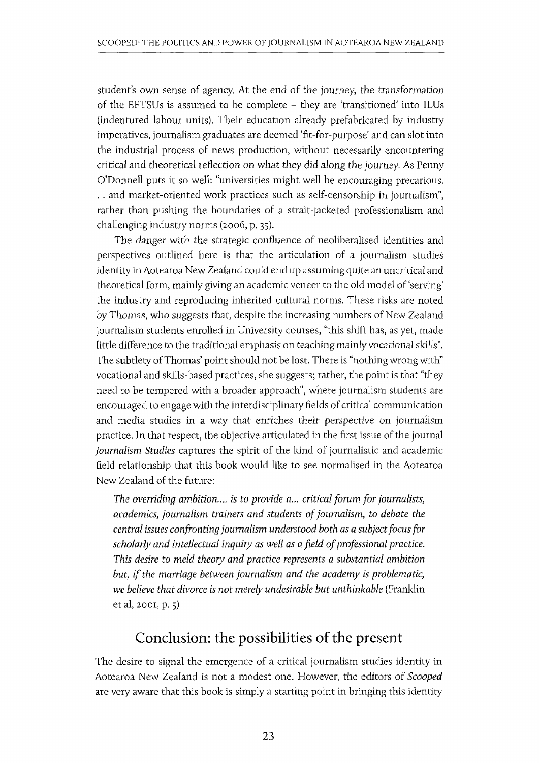student's own sense of agency. At the end of the journey, the transformation of the EFTSUs is assumed to be complete – they are 'transitioned' into ILUs (indentured labour units). Their education already prefabricated by industry imperatives, journalism graduates are deemed 'fit-for-purpose' and can slot into the industrial process of news production, without necessarily encountering critical and theoretical reflection on what they did along the journey. As Penny O'Donnell puts it so well: "universities might well be encouraging precarious. . . and market-oriented work practices such as self-censorship in journalism", rather than pushing the boundaries of a strait-jacketed professionalism and challenging industry norms (2006, p. 35).

The danger with the strategic confluence of neoliberalised identities and perspectives outlined here is that the articulation of a journalism studies identity in Aotearoa New Zealand could end up assuming quite an uncritical and theoretical form, mainly giving an academic veneer to the old model of 'serving' the industry and reproducing inherited cultural norms. These risks are noted by Thomas, who suggests that, despite the increasing numbers of New Zealand journalism students enrolled in University courses, "this shift has, as yet, made little difference to the traditional emphasis on teaching mainly vocational skills". The subtlety of Thomas' point should not be lost. There is "nothing wrong with" vocational and skills-based practices, she suggests; rather, the point is that "they need to be tempered with a broader approach", where journalism students are encouraged to engage with the interdisciplinary fields of critical communication and media studies in a way that enriches their perspective on journalism practice. In that respect, the objective articulated in the first issue of the journal *Journalism Studies* captures the spirit of the kind of journalistic and academic field relationship that this book would like to see normalised in the Aotearoa New Zealand of the future:

> *The overriding ambition.... is to provide a... critical forum for journalists, academics, journalism trainers and students of journalism, to debate the central issues confronting journalism understood both as a subject focus for scholarly and intellectual inquiry as well as a field of professional practice. This desire to meld theory and practice represents a substantial ambition but, if the marriage between journalism and the academy is problematic, we believe that divorce is not merely undesirable but unthinkable* (Franklin et al, 2001, p. 5)

## Conclusion: the possibilities of the present

The desire to signal the emergence of a critical journalism studies identity in Aotearoa New Zealand is not a modest one. However, the editors of *Scooped* are very aware that this book is simply a starting point in bringing this identity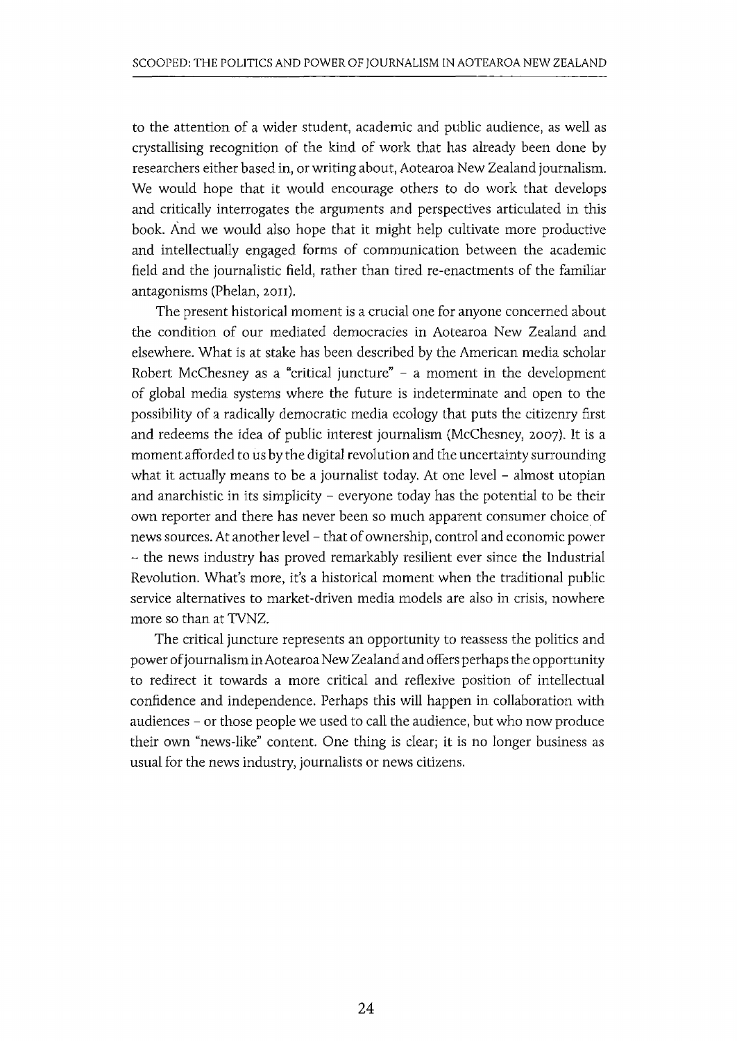to the attention of a wider student, academic and public audience, as well as crystallising recognition of the kind of work that has already been done by researchers either based in, or writing about, Aotearoa New Zealand journalism. We would hope that it would encourage others to do work that develops and critically interrogates the arguments and perspectives articulated in this book. And we would also hope that it might help cultivate more productive and intellectually engaged forms of communication between the academic field and the journalistic field, rather than tired re-enactments of the familiar antagonisms (Phelan, 2011).

The present historical moment is a crucial one for anyone concerned about the condition of our mediated democracies in Aotearoa New Zealand and elsewhere. What is at stake has been described by the American media scholar Robert McChesney as a "critical juncture" – a moment in the development of global media systems where the future is indeterminate and open to the possibility of a radically democratic media ecology that puts the citizenry first and redeems the idea of public interest journalism (McChesney, 2007). It is a moment afforded to us by the digital revolution and the uncertainty surrounding what it actually means to be a journalist today. At one level – almost utopian and anarchistic in its simplicity – everyone today has the potential to be their own reporter and there has never been so much apparent consumer choice of news sources. At another level – that of ownership, control and economic power – the news industry has proved remarkably resilient ever since the Industrial Revolution. What's more, it's a historical moment when the traditional public service alternatives to market-driven media models are also in crisis, nowhere more so than at TVNZ.

The critical juncture represents an opportunity to reassess the politics and power of journalism in Aotearoa New Zealand and offers perhaps the opportunity to redirect it towards a more critical and reflexive position of intellectual confidence and independence. Perhaps this will happen in collaboration with audiences – or those people we used to call the audience, but who now produce their own "news-like" content. One thing is clear; it is no longer business as usual for the news industry, journalists or news citizens.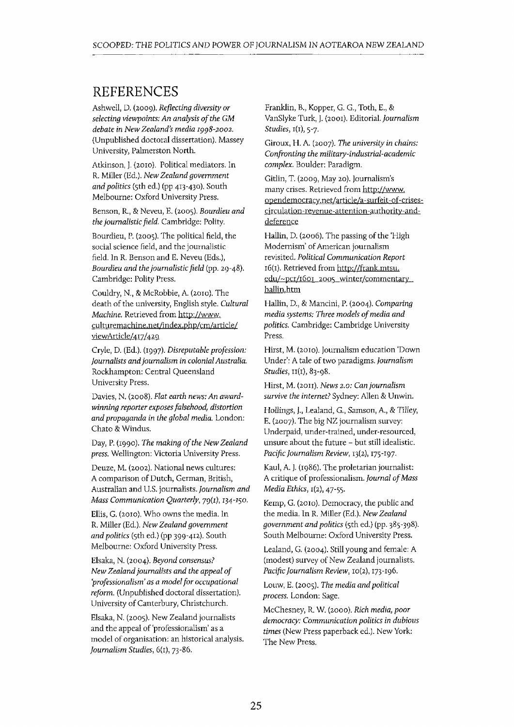## REFERENCES

Ashwell, D. (2009). *Reflecting diversity or selecting viewpoints: An analysis of the GM debate in New Zealand's media 1998-2002.* (Unpublished doctoral dissertation). Massey University, Palmerston North.

Atkinson, J. (2010). Political mediators. In R. Miller (Ed.). *New Zealand government and politics* (5th ed.) (pp 413-430). South Melbourne: Oxford University Press.

Benson, R., & Neveu, E. (2005). *Bourdieu and the journalistic field.* Cambridge: Polity.

Bourdieu, P. (2005). The political field, the social science field, and the journalistic field. In R. Benson and E. Neveu (Eds.), *Bourdieu and the journalistic field* (pp. 29-48). Cambridge: Polity Press.

Couldry, N., & McRobbie, A. (2010). The death of the university, English style. *Cultural Machine.* Retrieved from http://www.culturemachine.net/index.php/cm/article/viewArticle/417/429

Cryle, D. (Ed.). (1997). *Disreputable profession: Journalists and journalism in colonial Australia.* Rockhampton: Central Queensland University Press.

Davies, N. (2008). *Flat earth news: An award-winning reporter exposes falsehood, distortion and propaganda in the global media.* London: Chato & Windus.

Day, P. (1990). *The making of the New Zealand press.* Wellington: Victoria University Press.

Deuze, M. (2002). National news cultures: A comparison of Dutch, German, British, Australian and U.S. journalists. *Journalism and Mass Communication Quarterly, 79*(1), 134-150.

Ellis, G. (2010). Who owns the media. In R. Miller (Ed.). *New Zealand government and politics* (5th ed.) (pp 399-412). South Melbourne: Oxford University Press.

Elsaka, N. (2004). *Beyond consensus? New Zealand journalists and the appeal of 'professionalism' as a model for occupational reform.* (Unpublished doctoral dissertation). University of Canterbury, Christchurch.

Elsaka, N. (2005). New Zealand journalists and the appeal of 'professionalism' as a model of organisation: an historical analysis. *Journalism Studies,* 6(1), 73-86.

Franklin, B., Kopper, G. G., Toth, E., & VanSlyke Turk, J. (2001). Editorial. *Journalism Studies,* 1(1), 5-7.

Giroux, H. A. (2007). *The university in chains: Confronting the military-industrial-academic complex.* Boulder: Paradigm.

Gitlin, T. (2009, May 20). Journalism's many crises. Retrieved from http://www.opendemocracy.net/article/a-surfeit-of-crises-circulation-revenue-attention-authority-and-deference

Hallin, D. (2006). The passing of the 'High Modernism' of American journalism revisited. *Political Communication Report* 16(1). Retrieved from http://frank.mtsu.edu/~pcr/1601_2005_winter/commentary_hallin.htm

Hallin, D., & Mancini, P. (2004). *Comparing media systems: Three models of media and politics.* Cambridge: Cambridge University Press.

Hirst, M. (2010). Journalism education 'Down Under': A tale of two paradigms. *Journalism Studies,* 11(1), 83-98.

Hirst, M. (2011). *News 2.0: Can journalism survive the internet?* Sydney: Allen & Unwin.

Hollings, J., Lealand, G., Samson, A., & Tilley, E. (2007). The big NZ journalism survey: Underpaid, under-trained, under-resourced, unsure about the future – but still idealistic. *Pacific Journalism Review,* 13(2), 175-197.

Kaul, A. J. (1986). The proletarian journalist: A critique of professionalism. *Journal of Mass Media Ethics,* 1(2), 47-55.

Kemp, G. (2010). Democracy, the public and the media. In R. Miller (Ed.). *New Zealand government and politics* (5th ed.) (pp. 385-398). South Melbourne: Oxford University Press.

Lealand, G. (2004). Still young and female: A (modest) survey of New Zealand journalists. *Pacific Journalism Review,* 10(2), 173-196.

Louw, E. (2005). *The media and political process.* London: Sage.

McChesney, R. W. (2000). *Rich media, poor democracy: Communication politics in dubious times* (New Press paperback ed.). New York: The New Press.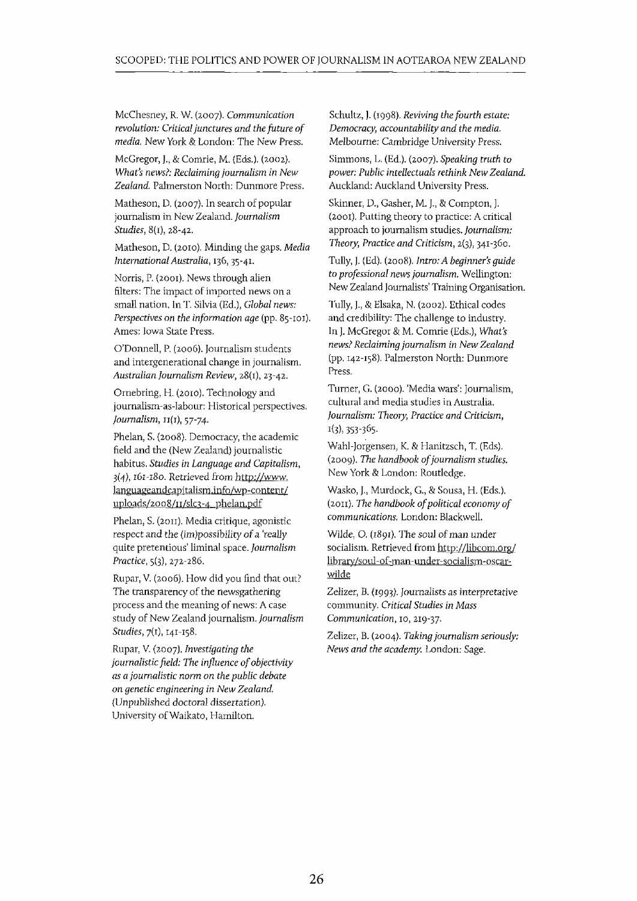McChesney, R. W. (2007). *Communication revolution: Critical junctures and the future of media.* New York & London: The New Press.

McGregor, J., & Comrie, M. (Eds.). (2002). *What's news?: Reclaiming journalism in New Zealand.* Palmerston North: Dunmore Press.

Matheson, D. (2007). In search of popular journalism in New Zealand. *Journalism Studies*, 8(1), 28-42.

Matheson, D. (2010). Minding the gaps. *Media International Australia*, 136, 35-41.

Norris, P. (2001). News through alien filters: The impact of imported news on a small nation. In T. Silvia (Ed.), *Global news: Perspectives on the information age* (pp. 85-101). Ames: Iowa State Press.

O'Donnell, P. (2006). Journalism students and intergenerational change in journalism. *Australian Journalism Review*, 28(1), 23-42.

Ornebring, H. (2010). Technology and journalism-as-labour: Historical perspectives. *Journalism*, 11(1), 57-74.

Phelan, S. (2008). Democracy, the academic field and the (New Zealand) journalistic habitus. *Studies in Language and Capitalism*, 3(4), 161-180. Retrieved from http://www.languageandcapitalism.info/wp-content/uploads/2008/11/slc3-4_phelan.pdf

Phelan, S. (2011). Media critique, agonistic respect and the (im)possibility of a 'really quite pretentious' liminal space. *Journalism Practice*, 5(3), 272-286.

Rupar, V. (2006). How did you find that out? The transparency of the newsgathering process and the meaning of news: A case study of New Zealand journalism. *Journalism Studies*, 7(1), 141-158.

Rupar, V. (2007). *Investigating the journalistic field: The influence of objectivity as a journalistic norm on the public debate on genetic engineering in New Zealand.* (Unpublished doctoral dissertation). University of Waikato, Hamilton.

Schultz, J. (1998). *Reviving the fourth estate: Democracy, accountability and the media.* Melbourne: Cambridge University Press.

Simmons, L. (Ed.). (2007). *Speaking truth to power: Public intellectuals rethink New Zealand.* Auckland: Auckland University Press.

Skinner, D., Gasher, M. J., & Compton, J. (2001). Putting theory to practice: A critical approach to journalism studies. *Journalism: Theory, Practice and Criticism*, 2(3), 341-360.

Tully, J. (Ed). (2008). *Intro: A beginner's guide to professional news journalism.* Wellington: New Zealand Journalists' Training Organisation.

Tully, J., & Elsaka, N. (2002). Ethical codes and credibility: The challenge to industry. In J. McGregor & M. Comrie (Eds.), *What's news? Reclaiming journalism in New Zealand* (pp. 142-158). Palmerston North: Dunmore Press.

Turner, G. (2000). 'Media wars': Journalism, cultural and media studies in Australia. *Journalism: Theory, Practice and Criticism*, 1(3), 353-365.

Wahl-Jorgensen, K. & Hanitzsch, T. (Eds). (2009). *The handbook of journalism studies.* New York & London: Routledge.

Wasko, J., Murdock, G., & Sousa, H. (Eds.). (2011). *The handbook of political economy of communications.* London: Blackwell.

Wilde, O. (1891). The soul of man under socialism. Retrieved from http://libcom.org/library/soul-of-man-under-socialism-oscar-wilde

Zelizer, B. (1993). Journalists as interpretative community. *Critical Studies in Mass Communication*, 10, 219-37.

Zelizer, B. (2004). *Taking journalism seriously: News and the academy.* London: Sage.